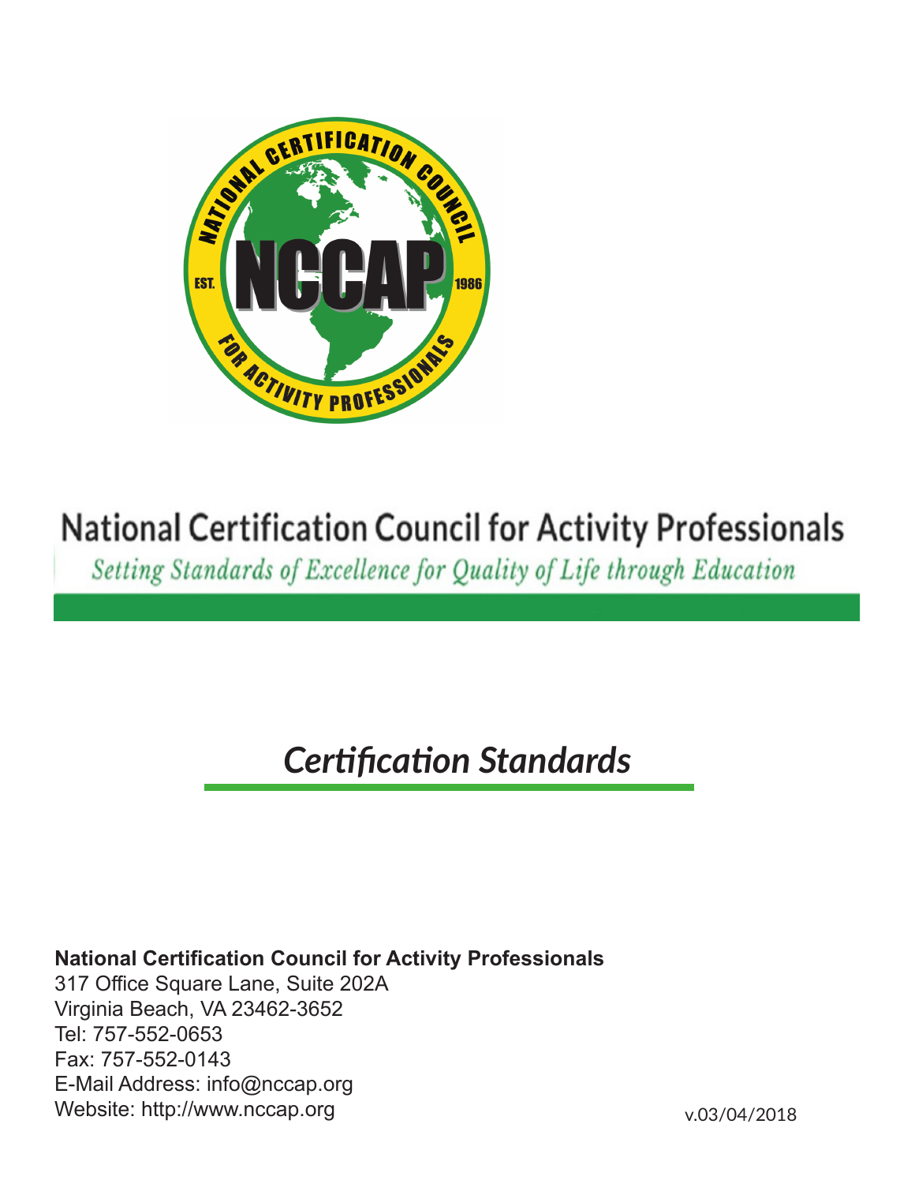# National Certification Council for Activity Professionals

*Setting Standards of Excellence for Quality of Life through Education*

## *Certification Standards*

**National Certification Council for Activity Professionals**
317 Office Square Lane, Suite 202A
Virginia Beach, VA 23462-3652
Tel: 757-552-0653
Fax: 757-552-0143
E-Mail Address: info@nccap.org
Website: http://www.nccap.org

v.03/04/2018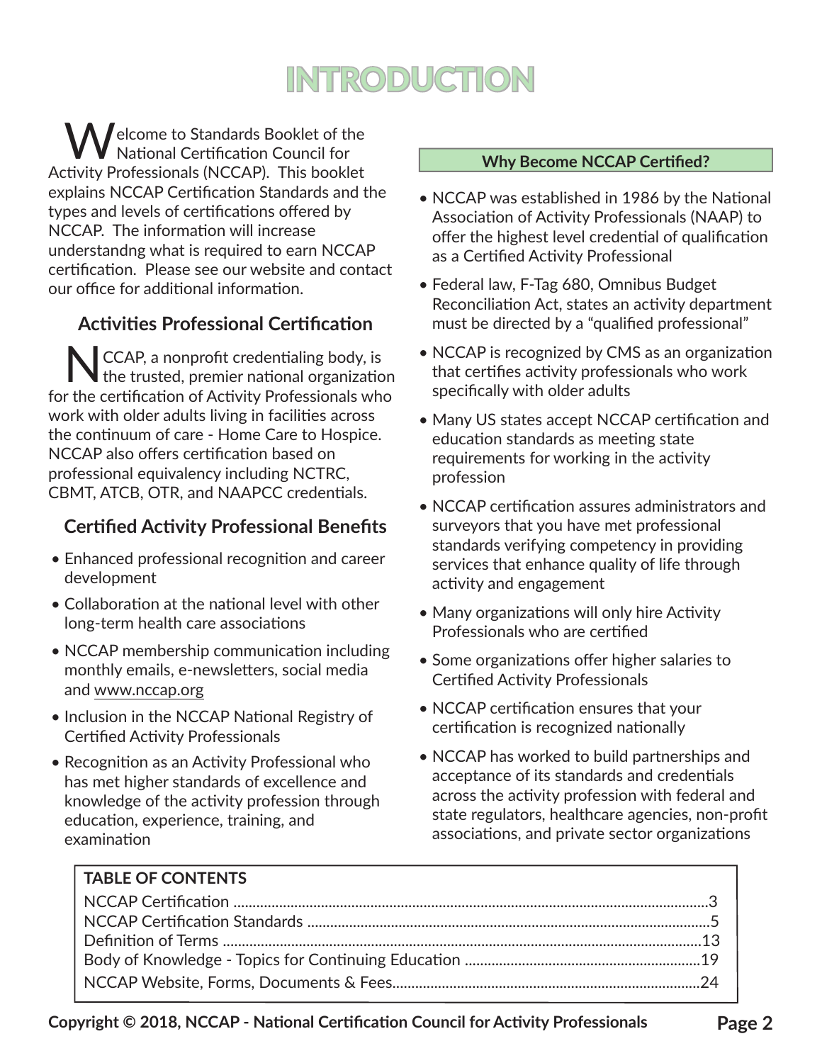# INTRODUCTION

Welcome to Standards Booklet of the National Certification Council for Activity Professionals (NCCAP). This booklet explains NCCAP Certification Standards and the types and levels of certifications offered by NCCAP. The information will increase understandng what is required to earn NCCAP certification. Please see our website and contact our office for additional information.

## Activities Professional Certification

NCCAP, a nonprofit credentialing body, is the trusted, premier national organization for the certification of Activity Professionals who work with older adults living in facilities across the continuum of care - Home Care to Hospice. NCCAP also offers certification based on professional equivalency including NCTRC, CBMT, ATCB, OTR, and NAAPCC credentials.

## Certified Activity Professional Benefits

- Enhanced professional recognition and career development
- Collaboration at the national level with other long-term health care associations
- NCCAP membership communication including monthly emails, e-newsletters, social media and www.nccap.org
- Inclusion in the NCCAP National Registry of Certified Activity Professionals
- Recognition as an Activity Professional who has met higher standards of excellence and knowledge of the activity profession through education, experience, training, and examination

## Why Become NCCAP Certified?

- NCCAP was established in 1986 by the National Association of Activity Professionals (NAAP) to offer the highest level credential of qualification as a Certified Activity Professional
- Federal law, F-Tag 680, Omnibus Budget Reconciliation Act, states an activity department must be directed by a "qualified professional"
- NCCAP is recognized by CMS as an organization that certifies activity professionals who work specifically with older adults
- Many US states accept NCCAP certification and education standards as meeting state requirements for working in the activity profession
- NCCAP certification assures administrators and surveyors that you have met professional standards verifying competency in providing services that enhance quality of life through activity and engagement
- Many organizations will only hire Activity Professionals who are certified
- Some organizations offer higher salaries to Certified Activity Professionals
- NCCAP certification ensures that your certification is recognized nationally
- NCCAP has worked to build partnerships and acceptance of its standards and credentials across the activity profession with federal and state regulators, healthcare agencies, non-profit associations, and private sector organizations

**TABLE OF CONTENTS**

| Section | Page |
|---|---|
| NCCAP Certification | 3 |
| NCCAP Certification Standards | 5 |
| Definition of Terms | 13 |
| Body of Knowledge - Topics for Continuing Education | 19 |
| NCCAP Website, Forms, Documents & Fees | 24 |

**Copyright © 2018, NCCAP - National Certification Council for Activity Professionals**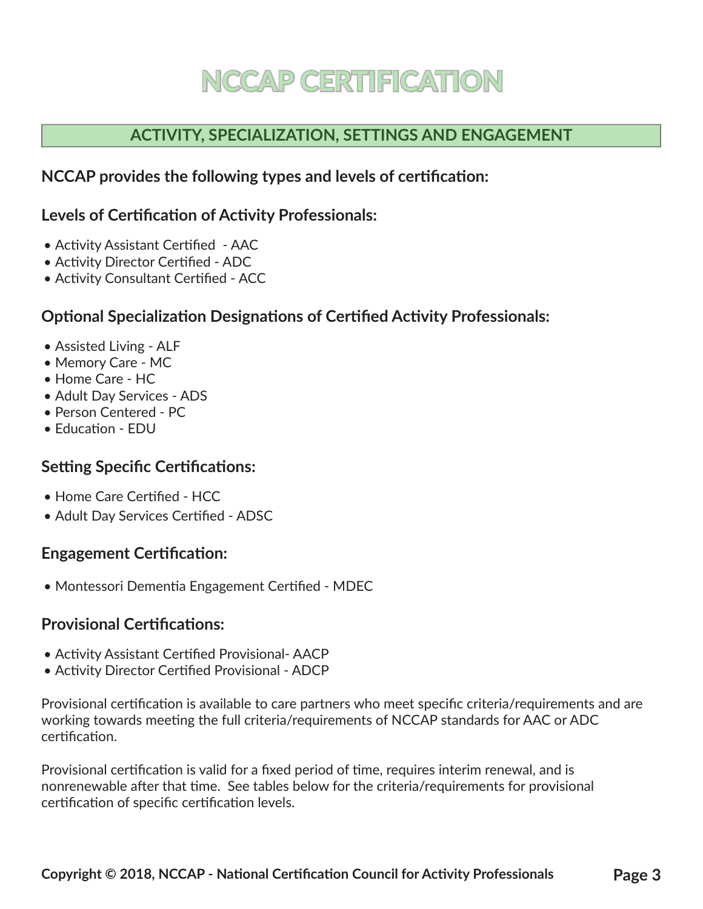# NCCAP CERTIFICATION

## ACTIVITY, SPECIALIZATION, SETTINGS AND ENGAGEMENT

**NCCAP provides the following types and levels of certification:**

### Levels of Certification of Activity Professionals:

- Activity Assistant Certified  - AAC
- Activity Director Certified - ADC
- Activity Consultant Certified - ACC

### Optional Specialization Designations of Certified Activity Professionals:

- Assisted Living - ALF
- Memory Care - MC
- Home Care - HC
- Adult Day Services - ADS
- Person Centered - PC
- Education - EDU

### Setting Specific Certifications:

- Home Care Certified - HCC
- Adult Day Services Certified - ADSC

### Engagement Certification:

- Montessori Dementia Engagement Certified - MDEC

### Provisional Certifications:

- Activity Assistant Certified Provisional- AACP
- Activity Director Certified Provisional - ADCP

Provisional certification is available to care partners who meet specific criteria/requirements and are working towards meeting the full criteria/requirements of NCCAP standards for AAC or ADC certification.

Provisional certification is valid for a fixed period of time, requires interim renewal, and is nonrenewable after that time.  See tables below for the criteria/requirements for provisional certification of specific certification levels.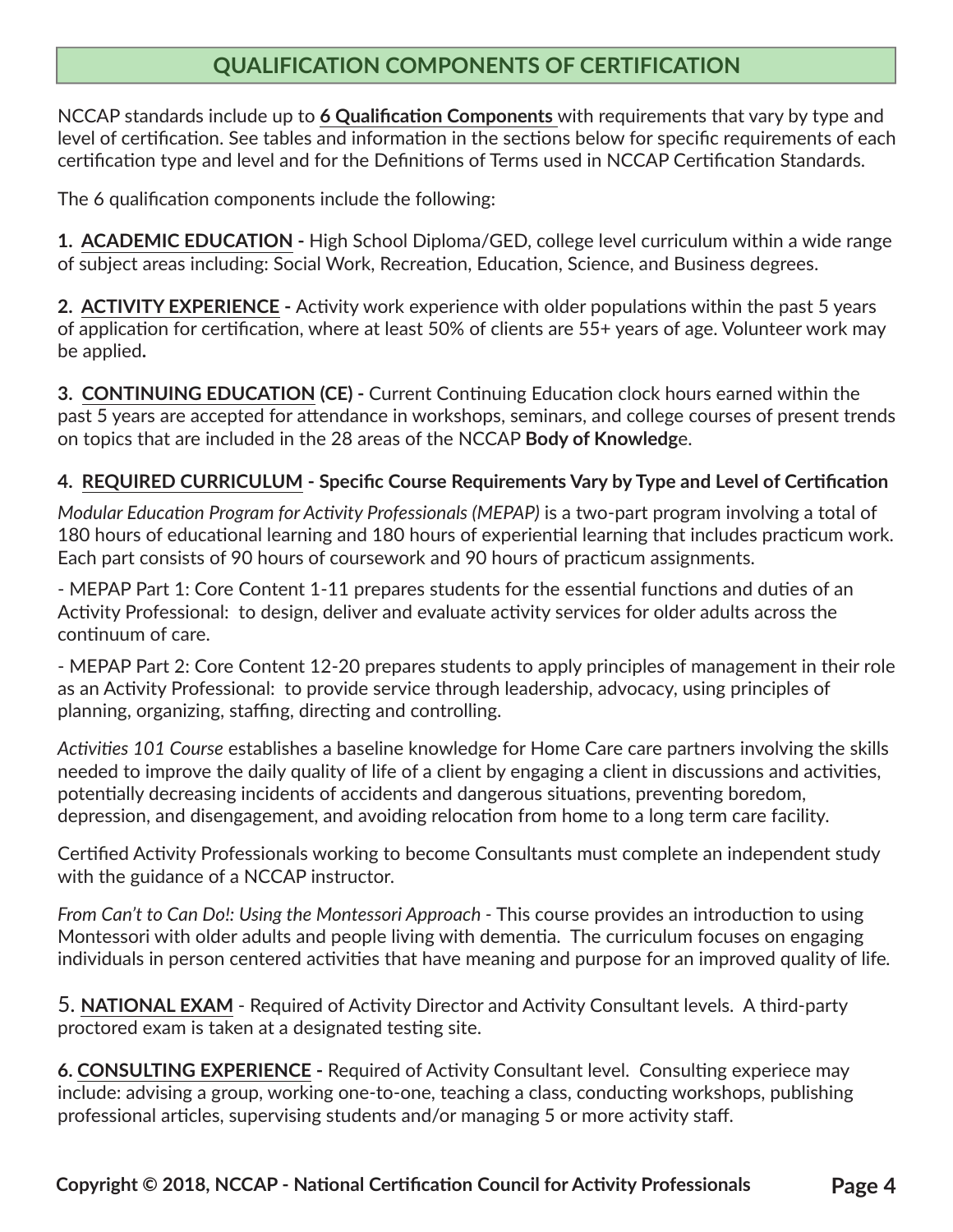## QUALIFICATION COMPONENTS OF CERTIFICATION

NCCAP standards include up to **6 Qualification Components** with requirements that vary by type and level of certification. See tables and information in the sections below for specific requirements of each certification type and level and for the Definitions of Terms used in NCCAP Certification Standards.

The 6 qualification components include the following:

**1. ACADEMIC EDUCATION -** High School Diploma/GED, college level curriculum within a wide range of subject areas including: Social Work, Recreation, Education, Science, and Business degrees.

**2. ACTIVITY EXPERIENCE -** Activity work experience with older populations within the past 5 years of application for certification, where at least 50% of clients are 55+ years of age. Volunteer work may be applied.

**3. CONTINUING EDUCATION (CE) -** Current Continuing Education clock hours earned within the past 5 years are accepted for attendance in workshops, seminars, and college courses of present trends on topics that are included in the 28 areas of the NCCAP **Body of Knowledg**e.

**4. REQUIRED CURRICULUM - Specific Course Requirements Vary by Type and Level of Certification**

*Modular Education Program for Activity Professionals (MEPAP)* is a two-part program involving a total of 180 hours of educational learning and 180 hours of experiential learning that includes practicum work. Each part consists of 90 hours of coursework and 90 hours of practicum assignments.

- MEPAP Part 1: Core Content 1-11 prepares students for the essential functions and duties of an Activity Professional: to design, deliver and evaluate activity services for older adults across the continuum of care.

- MEPAP Part 2: Core Content 12-20 prepares students to apply principles of management in their role as an Activity Professional: to provide service through leadership, advocacy, using principles of planning, organizing, staffing, directing and controlling.

*Activities 101 Course* establishes a baseline knowledge for Home Care care partners involving the skills needed to improve the daily quality of life of a client by engaging a client in discussions and activities, potentially decreasing incidents of accidents and dangerous situations, preventing boredom, depression, and disengagement, and avoiding relocation from home to a long term care facility.

Certified Activity Professionals working to become Consultants must complete an independent study with the guidance of a NCCAP instructor.

*From Can't to Can Do!: Using the Montessori Approach* - This course provides an introduction to using Montessori with older adults and people living with dementia. The curriculum focuses on engaging individuals in person centered activities that have meaning and purpose for an improved quality of life.

5. **NATIONAL EXAM** - Required of Activity Director and Activity Consultant levels. A third-party proctored exam is taken at a designated testing site.

**6. CONSULTING EXPERIENCE -** Required of Activity Consultant level. Consulting experiece may include: advising a group, working one-to-one, teaching a class, conducting workshops, publishing professional articles, supervising students and/or managing 5 or more activity staff.

**Copyright © 2018, NCCAP - National Certification Council for Activity Professionals**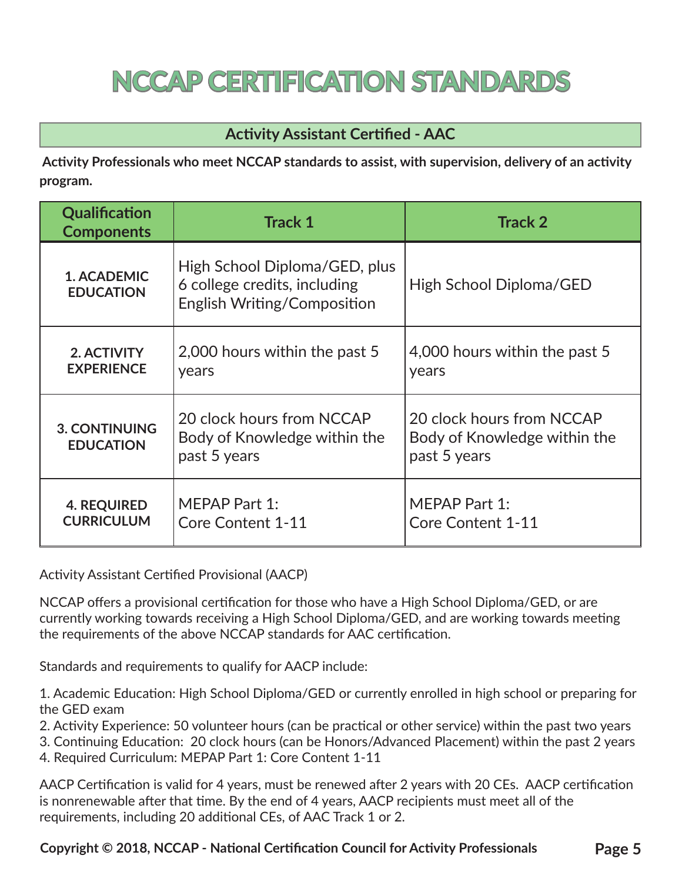# NCCAP CERTIFICATION STANDARDS

## Activity Assistant Certified - AAC

**Activity Professionals who meet NCCAP standards to assist, with supervision, delivery of an activity program.**

| Qualification Components | Track 1 | Track 2 |
|---|---|---|
| **1. ACADEMIC EDUCATION** | High School Diploma/GED, plus 6 college credits, including English Writing/Composition | High School Diploma/GED |
| **2. ACTIVITY EXPERIENCE** | 2,000 hours within the past 5 years | 4,000 hours within the past 5 years |
| **3. CONTINUING EDUCATION** | 20 clock hours from NCCAP Body of Knowledge within the past 5 years | 20 clock hours from NCCAP Body of Knowledge within the past 5 years |
| **4. REQUIRED CURRICULUM** | MEPAP Part 1: Core Content 1-11 | MEPAP Part 1: Core Content 1-11 |

Activity Assistant Certified Provisional (AACP)

NCCAP offers a provisional certification for those who have a High School Diploma/GED, or are currently working towards receiving a High School Diploma/GED, and are working towards meeting the requirements of the above NCCAP standards for AAC certification.

Standards and requirements to qualify for AACP include:

1. Academic Education: High School Diploma/GED or currently enrolled in high school or preparing for the GED exam
2. Activity Experience: 50 volunteer hours (can be practical or other service) within the past two years
3. Continuing Education: 20 clock hours (can be Honors/Advanced Placement) within the past 2 years
4. Required Curriculum: MEPAP Part 1: Core Content 1-11

AACP Certification is valid for 4 years, must be renewed after 2 years with 20 CEs. AACP certification is nonrenewable after that time. By the end of 4 years, AACP recipients must meet all of the requirements, including 20 additional CEs, of AAC Track 1 or 2.

**Copyright © 2018, NCCAP - National Certification Council for Activity Professionals**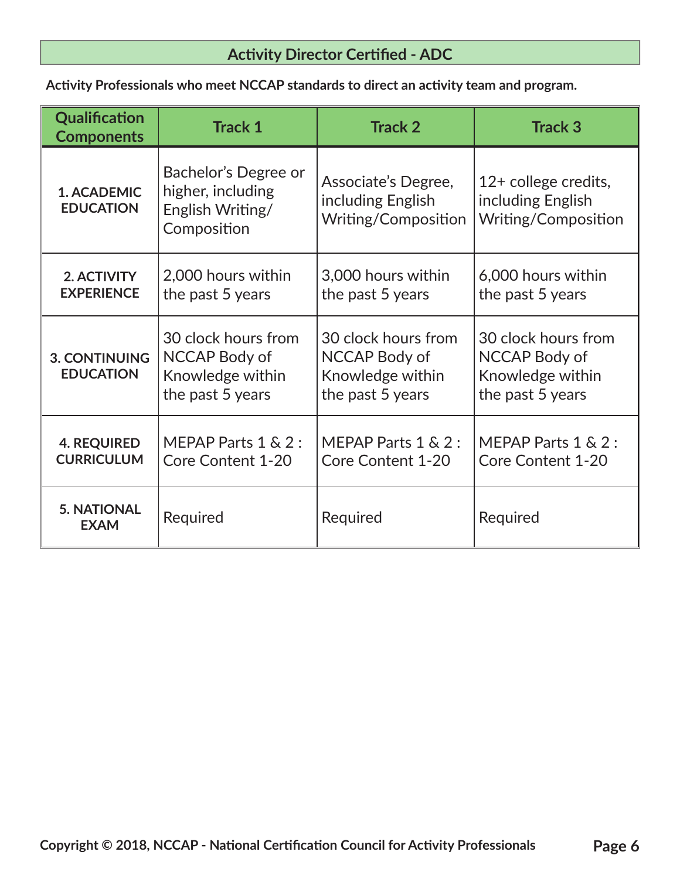## Activity Director Certified - ADC

**Activity Professionals who meet NCCAP standards to direct an activity team and program.**

| Qualification Components | Track 1 | Track 2 | Track 3 |
|---|---|---|---|
| **1. ACADEMIC EDUCATION** | Bachelor's Degree or higher, including English Writing/ Composition | Associate's Degree, including English Writing/Composition | 12+ college credits, including English Writing/Composition |
| **2. ACTIVITY EXPERIENCE** | 2,000 hours within the past 5 years | 3,000 hours within the past 5 years | 6,000 hours within the past 5 years |
| **3. CONTINUING EDUCATION** | 30 clock hours from NCCAP Body of Knowledge within the past 5 years | 30 clock hours from NCCAP Body of Knowledge within the past 5 years | 30 clock hours from NCCAP Body of Knowledge within the past 5 years |
| **4. REQUIRED CURRICULUM** | MEPAP Parts 1 & 2 : Core Content 1-20 | MEPAP Parts 1 & 2 : Core Content 1-20 | MEPAP Parts 1 & 2 : Core Content 1-20 |
| **5. NATIONAL EXAM** | Required | Required | Required |

**Copyright © 2018, NCCAP - National Certification Council for Activity Professionals**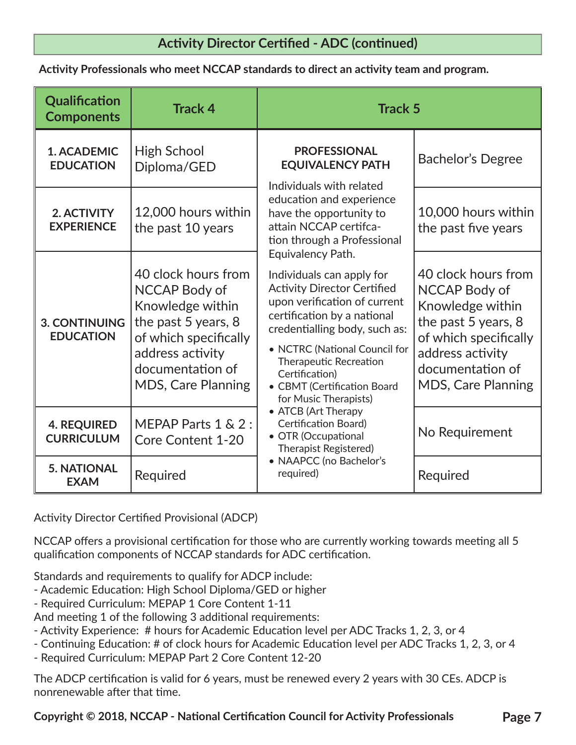## Activity Director Certified - ADC (continued)

**Activity Professionals who meet NCCAP standards to direct an activity team and program.**

| Qualification Components | Track 4 | Track 5 | |
|---|---|---|---|
| 1. ACADEMIC EDUCATION | High School Diploma/GED | **PROFESSIONAL EQUIVALENCY PATH**<br>Individuals with related education and experience have the opportunity to attain NCCAP certifcation through a Professional Equivalency Path.<br>Individuals can apply for Activity Director Certified upon verification of current certification by a national credentialling body, such as:<br>• NCTRC (National Council for Therapeutic Recreation Certification)<br>• CBMT (Certification Board for Music Therapists)<br>• ATCB (Art Therapy Certification Board)<br>• OTR (Occupational Therapist Registered)<br>• NAAPCC (no Bachelor's required) | Bachelor's Degree |
| 2. ACTIVITY EXPERIENCE | 12,000 hours within the past 10 years | | 10,000 hours within the past five years |
| 3. CONTINUING EDUCATION | 40 clock hours from NCCAP Body of Knowledge within the past 5 years, 8 of which specifically address activity documentation of MDS, Care Planning | | 40 clock hours from NCCAP Body of Knowledge within the past 5 years, 8 of which specifically address activity documentation of MDS, Care Planning |
| 4. REQUIRED CURRICULUM | MEPAP Parts 1 & 2 : Core Content 1-20 | | No Requirement |
| 5. NATIONAL EXAM | Required | | Required |

Activity Director Certified Provisional (ADCP)

NCCAP offers a provisional certification for those who are currently working towards meeting all 5 qualification components of NCCAP standards for ADC certification.

Standards and requirements to qualify for ADCP include:
- Academic Education: High School Diploma/GED or higher
- Required Curriculum: MEPAP 1 Core Content 1-11

And meeting 1 of the following 3 additional requirements:
- Activity Experience: # hours for Academic Education level per ADC Tracks 1, 2, 3, or 4
- Continuing Education: # of clock hours for Academic Education level per ADC Tracks 1, 2, 3, or 4
- Required Curriculum: MEPAP Part 2 Core Content 12-20

The ADCP certification is valid for 6 years, must be renewed every 2 years with 30 CEs. ADCP is nonrenewable after that time.

**Copyright © 2018, NCCAP - National Certification Council for Activity Professionals**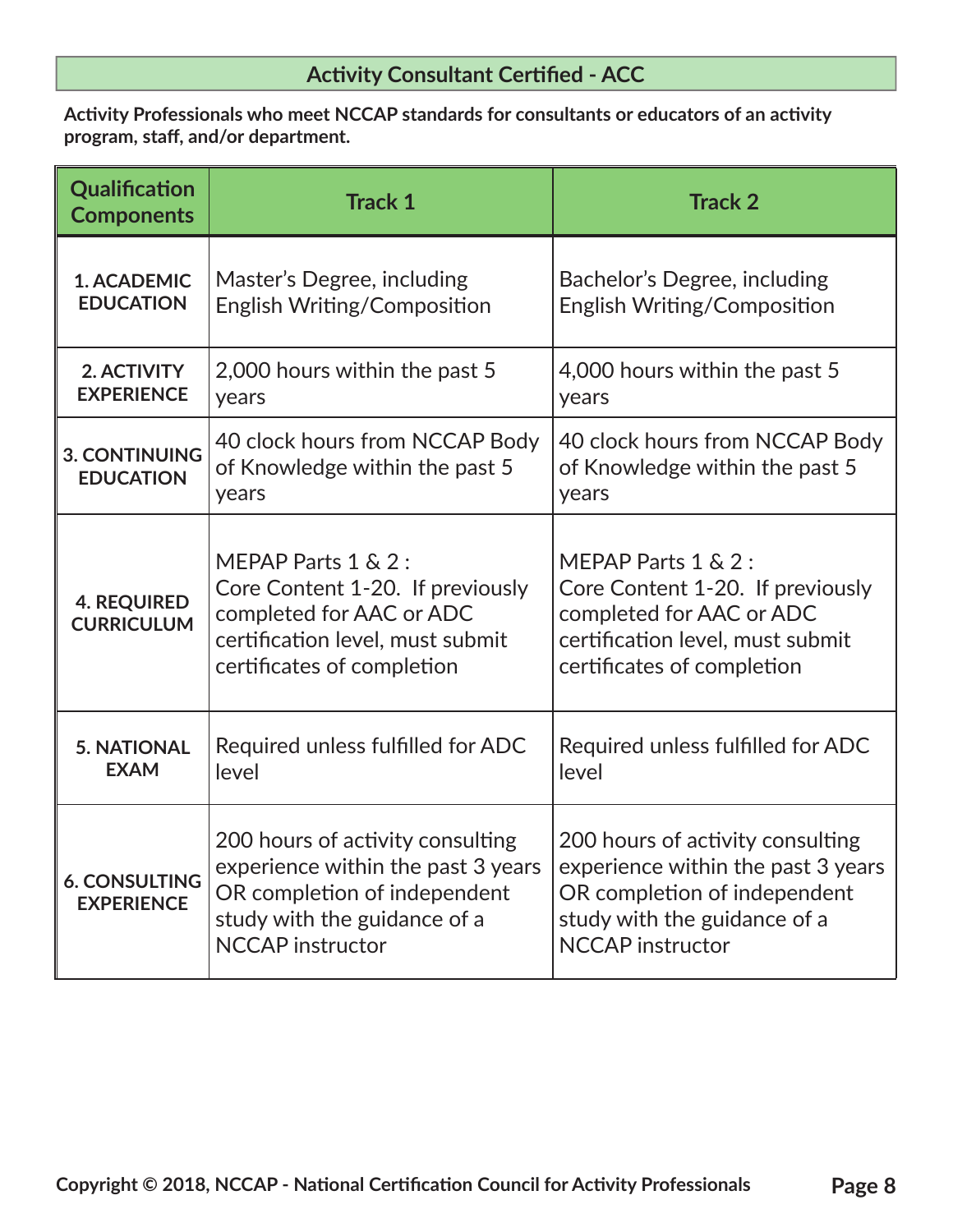## Activity Consultant Certified - ACC

**Activity Professionals who meet NCCAP standards for consultants or educators of an activity program, staff, and/or department.**

| Qualification Components | Track 1 | Track 2 |
|---|---|---|
| **1. ACADEMIC EDUCATION** | Master's Degree, including English Writing/Composition | Bachelor's Degree, including English Writing/Composition |
| **2. ACTIVITY EXPERIENCE** | 2,000 hours within the past 5 years | 4,000 hours within the past 5 years |
| **3. CONTINUING EDUCATION** | 40 clock hours from NCCAP Body of Knowledge within the past 5 years | 40 clock hours from NCCAP Body of Knowledge within the past 5 years |
| **4. REQUIRED CURRICULUM** | MEPAP Parts 1 & 2 : Core Content 1-20. If previously completed for AAC or ADC certification level, must submit certificates of completion | MEPAP Parts 1 & 2 : Core Content 1-20. If previously completed for AAC or ADC certification level, must submit certificates of completion |
| **5. NATIONAL EXAM** | Required unless fulfilled for ADC level | Required unless fulfilled for ADC level |
| **6. CONSULTING EXPERIENCE** | 200 hours of activity consulting experience within the past 3 years OR completion of independent study with the guidance of a NCCAP instructor | 200 hours of activity consulting experience within the past 3 years OR completion of independent study with the guidance of a NCCAP instructor |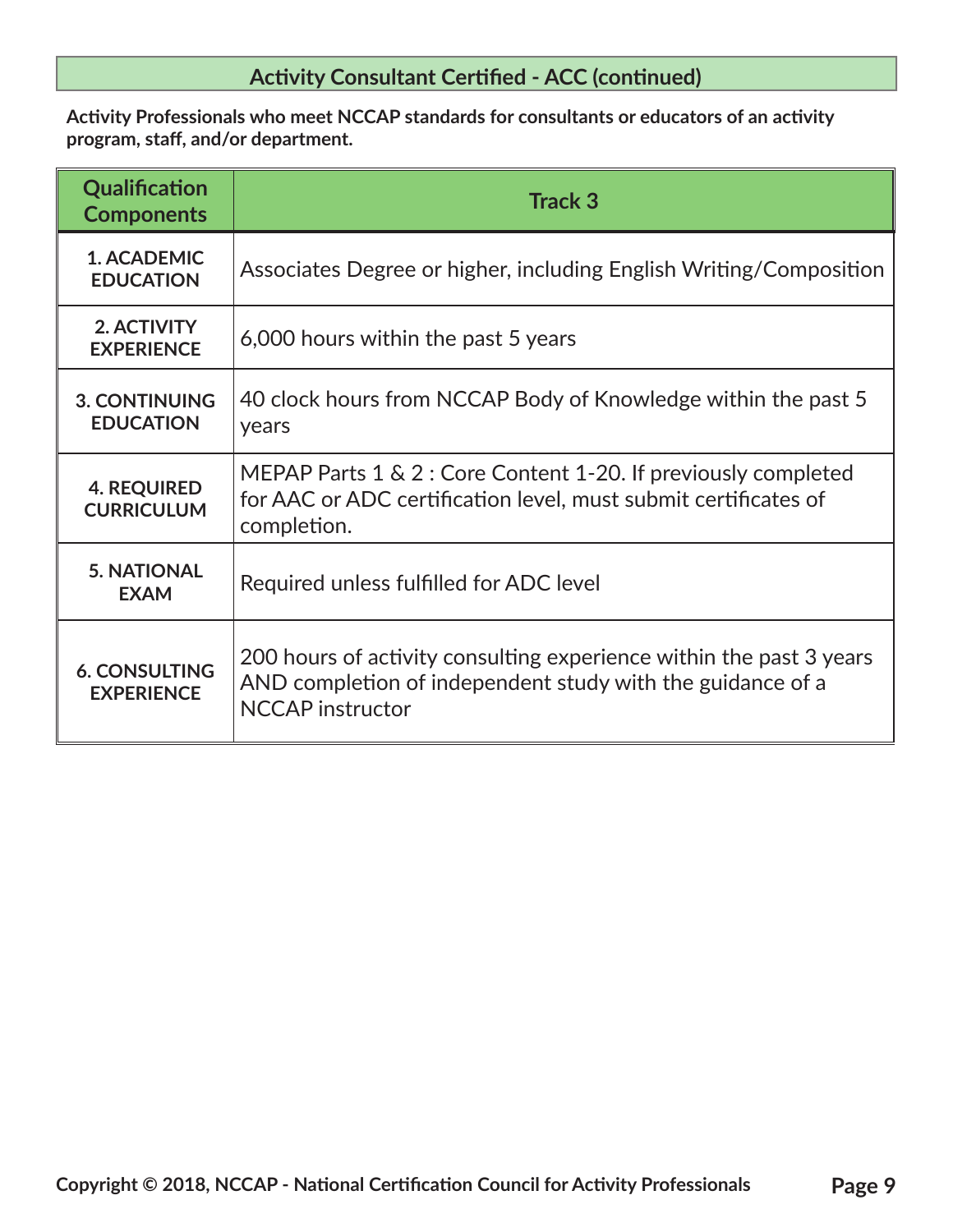## Activity Consultant Certified - ACC (continued)

**Activity Professionals who meet NCCAP standards for consultants or educators of an activity program, staff, and/or department.**

| Qualification Components | Track 3 |
|---|---|
| **1. ACADEMIC EDUCATION** | Associates Degree or higher, including English Writing/Composition |
| **2. ACTIVITY EXPERIENCE** | 6,000 hours within the past 5 years |
| **3. CONTINUING EDUCATION** | 40 clock hours from NCCAP Body of Knowledge within the past 5 years |
| **4. REQUIRED CURRICULUM** | MEPAP Parts 1 & 2 : Core Content 1-20. If previously completed for AAC or ADC certification level, must submit certificates of completion. |
| **5. NATIONAL EXAM** | Required unless fulfilled for ADC level |
| **6. CONSULTING EXPERIENCE** | 200 hours of activity consulting experience within the past 3 years AND completion of independent study with the guidance of a NCCAP instructor |

Copyright © 2018, NCCAP - National Certification Council for Activity Professionals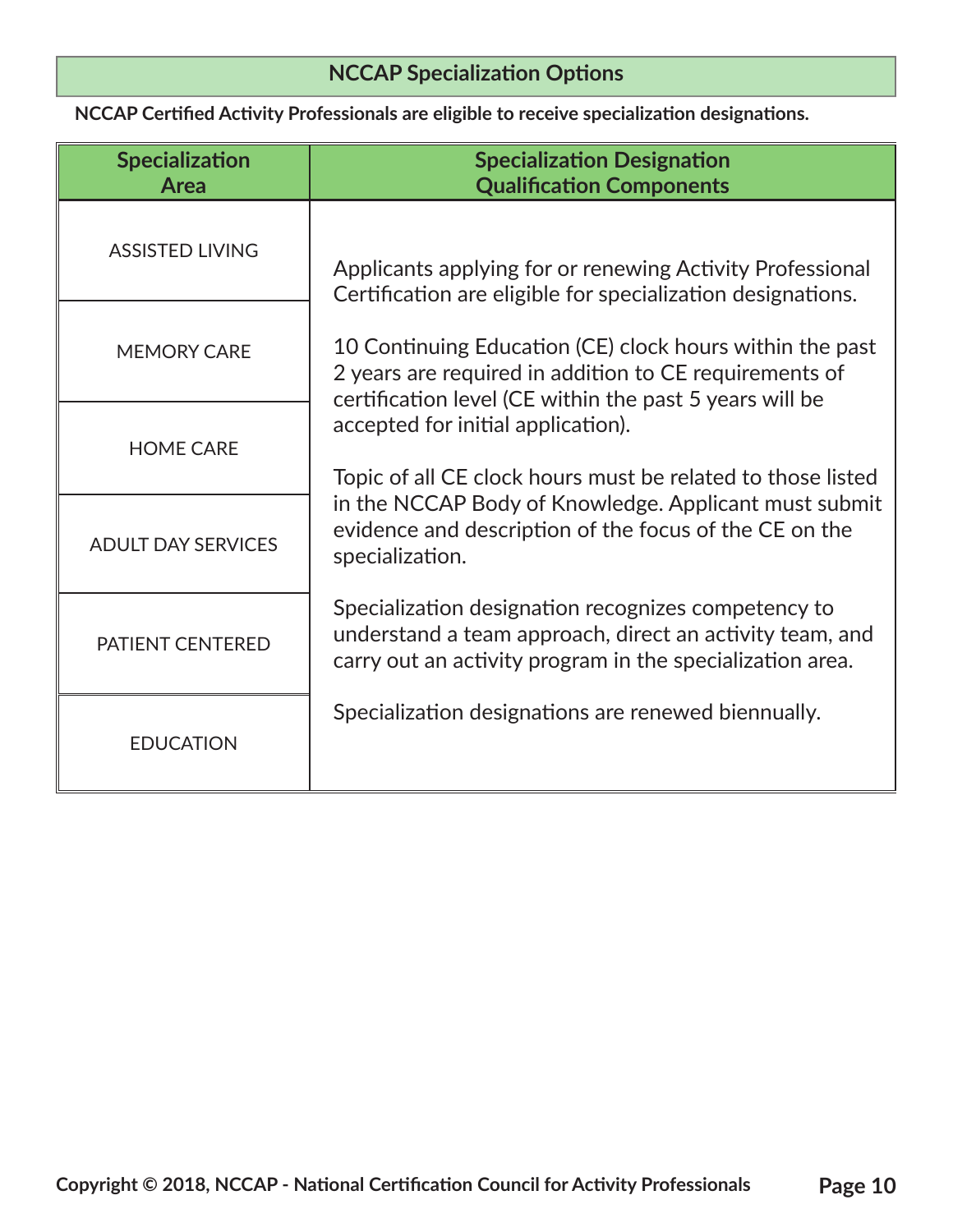## NCCAP Specialization Options

**NCCAP Certified Activity Professionals are eligible to receive specialization designations.**

| Specialization Area | Specialization Designation Qualification Components |
|---|---|
| ASSISTED LIVING | Applicants applying for or renewing Activity Professional Certification are eligible for specialization designations. |
| MEMORY CARE | 10 Continuing Education (CE) clock hours within the past 2 years are required in addition to CE requirements of certification level (CE within the past 5 years will be accepted for initial application). |
| HOME CARE | |
| ADULT DAY SERVICES | Topic of all CE clock hours must be related to those listed in the NCCAP Body of Knowledge. Applicant must submit evidence and description of the focus of the CE on the specialization. |
| PATIENT CENTERED | Specialization designation recognizes competency to understand a team approach, direct an activity team, and carry out an activity program in the specialization area. |
| EDUCATION | Specialization designations are renewed biennually. |

Copyright © 2018, NCCAP - National Certification Council for Activity Professionals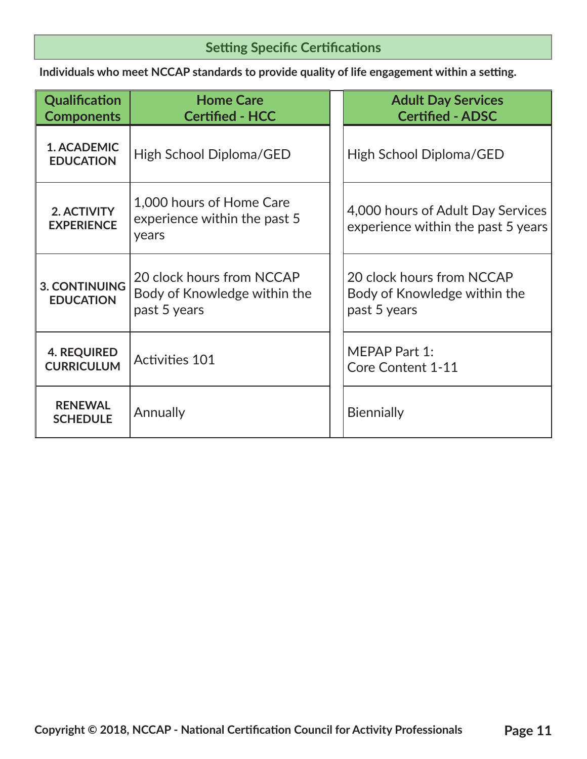## Setting Specific Certifications

**Individuals who meet NCCAP standards to provide quality of life engagement within a setting.**

| Qualification Components | Home Care Certified - HCC | Adult Day Services Certified - ADSC |
|---|---|---|
| **1. ACADEMIC EDUCATION** | High School Diploma/GED | High School Diploma/GED |
| **2. ACTIVITY EXPERIENCE** | 1,000 hours of Home Care experience within the past 5 years | 4,000 hours of Adult Day Services experience within the past 5 years |
| **3. CONTINUING EDUCATION** | 20 clock hours from NCCAP Body of Knowledge within the past 5 years | 20 clock hours from NCCAP Body of Knowledge within the past 5 years |
| **4. REQUIRED CURRICULUM** | Activities 101 | MEPAP Part 1: Core Content 1-11 |
| **RENEWAL SCHEDULE** | Annually | Biennially |

Copyright © 2018, NCCAP - National Certification Council for Activity Professionals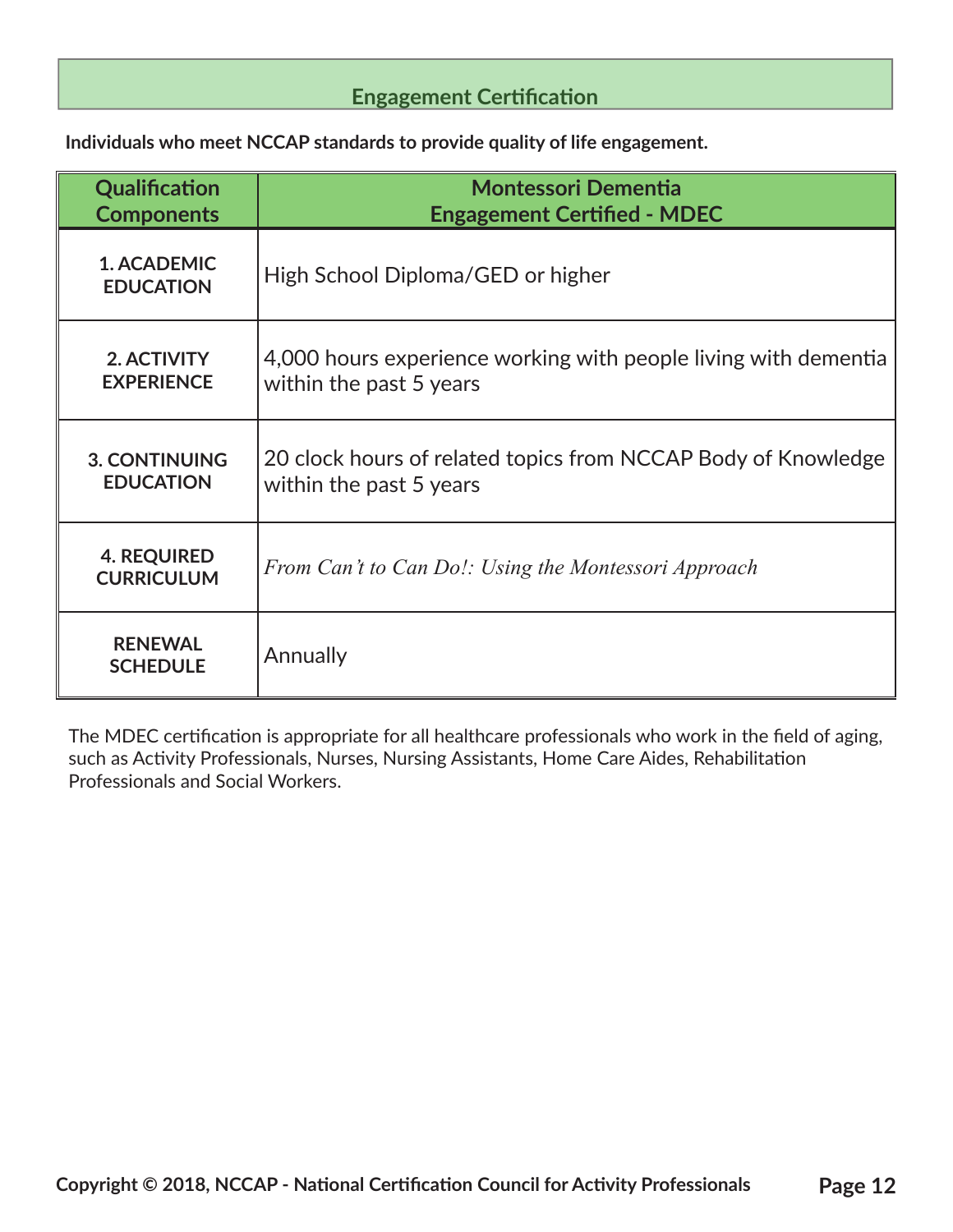## Engagement Certification

**Individuals who meet NCCAP standards to provide quality of life engagement.**

| Qualification Components | Montessori Dementia Engagement Certified - MDEC |
|---|---|
| **1. ACADEMIC EDUCATION** | High School Diploma/GED or higher |
| **2. ACTIVITY EXPERIENCE** | 4,000 hours experience working with people living with dementia within the past 5 years |
| **3. CONTINUING EDUCATION** | 20 clock hours of related topics from NCCAP Body of Knowledge within the past 5 years |
| **4. REQUIRED CURRICULUM** | *From Can't to Can Do!: Using the Montessori Approach* |
| **RENEWAL SCHEDULE** | Annually |

The MDEC certification is appropriate for all healthcare professionals who work in the field of aging, such as Activity Professionals, Nurses, Nursing Assistants, Home Care Aides, Rehabilitation Professionals and Social Workers.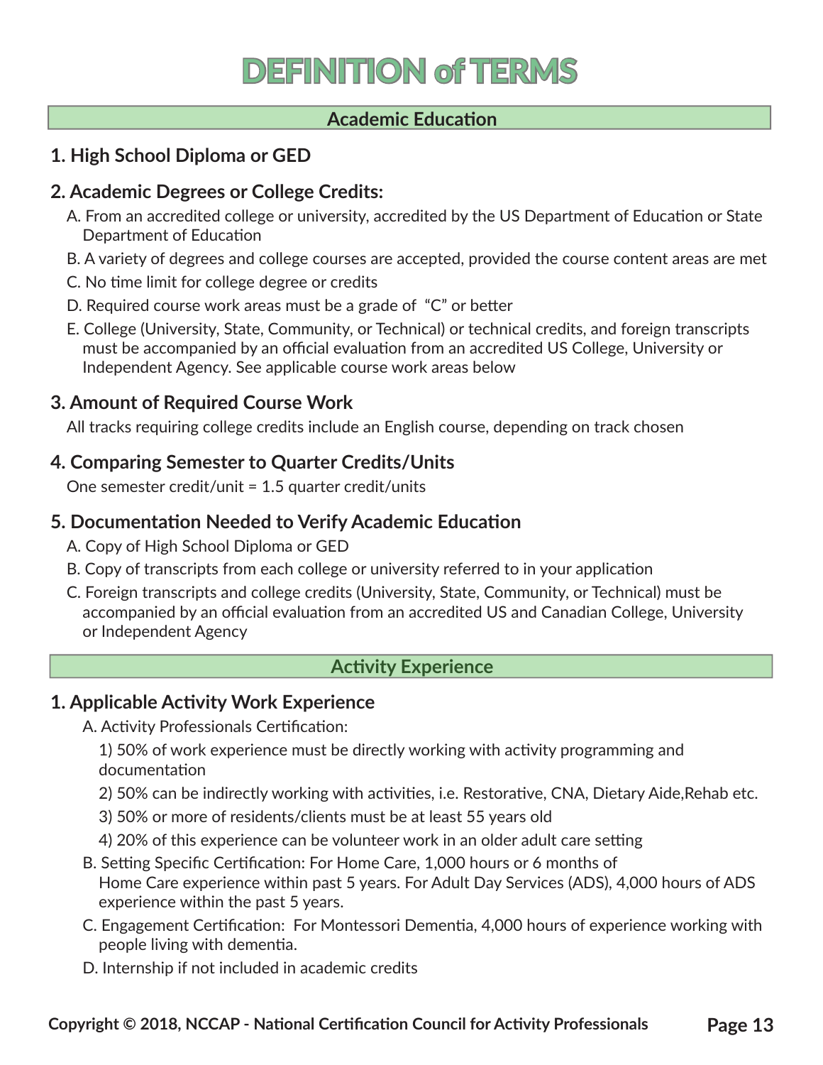# DEFINITION of TERMS

## Academic Education

### 1. High School Diploma or GED

### 2. Academic Degrees or College Credits:

A. From an accredited college or university, accredited by the US Department of Education or State Department of Education

B. A variety of degrees and college courses are accepted, provided the course content areas are met

C. No time limit for college degree or credits

D. Required course work areas must be a grade of "C" or better

E. College (University, State, Community, or Technical) or technical credits, and foreign transcripts must be accompanied by an official evaluation from an accredited US College, University or Independent Agency. See applicable course work areas below

### 3. Amount of Required Course Work

All tracks requiring college credits include an English course, depending on track chosen

### 4. Comparing Semester to Quarter Credits/Units

One semester credit/unit = 1.5 quarter credit/units

### 5. Documentation Needed to Verify Academic Education

A. Copy of High School Diploma or GED

B. Copy of transcripts from each college or university referred to in your application

C. Foreign transcripts and college credits (University, State, Community, or Technical) must be accompanied by an official evaluation from an accredited US and Canadian College, University or Independent Agency

## Activity Experience

### 1. Applicable Activity Work Experience

A. Activity Professionals Certification:

1) 50% of work experience must be directly working with activity programming and documentation

2) 50% can be indirectly working with activities, i.e. Restorative, CNA, Dietary Aide,Rehab etc.

3) 50% or more of residents/clients must be at least 55 years old

4) 20% of this experience can be volunteer work in an older adult care setting

B. Setting Specific Certification: For Home Care, 1,000 hours or 6 months of Home Care experience within past 5 years. For Adult Day Services (ADS), 4,000 hours of ADS experience within the past 5 years.

C. Engagement Certification: For Montessori Dementia, 4,000 hours of experience working with people living with dementia.

D. Internship if not included in academic credits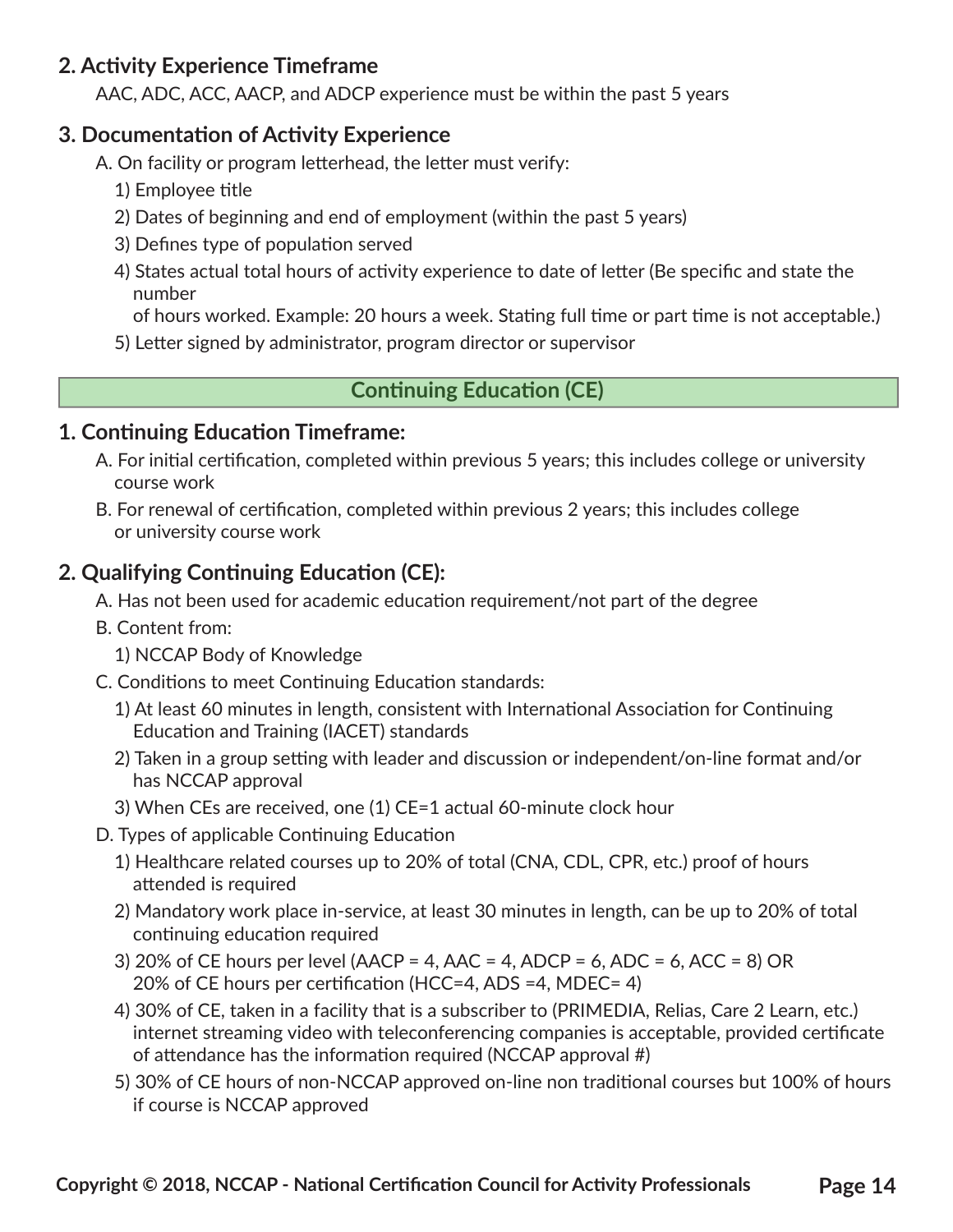### 2. Activity Experience Timeframe

AAC, ADC, ACC, AACP, and ADCP experience must be within the past 5 years

### 3. Documentation of Activity Experience

A. On facility or program letterhead, the letter must verify:

1) Employee title

2) Dates of beginning and end of employment (within the past 5 years)

3) Defines type of population served

4) States actual total hours of activity experience to date of letter (Be specific and state the number of hours worked. Example: 20 hours a week. Stating full time or part time is not acceptable.)

5) Letter signed by administrator, program director or supervisor

## Continuing Education (CE)

### 1. Continuing Education Timeframe:

A. For initial certification, completed within previous 5 years; this includes college or university course work

B. For renewal of certification, completed within previous 2 years; this includes college or university course work

### 2. Qualifying Continuing Education (CE):

A. Has not been used for academic education requirement/not part of the degree

B. Content from:

1) NCCAP Body of Knowledge

C. Conditions to meet Continuing Education standards:

1) At least 60 minutes in length, consistent with International Association for Continuing Education and Training (IACET) standards

2) Taken in a group setting with leader and discussion or independent/on-line format and/or has NCCAP approval

3) When CEs are received, one (1) CE=1 actual 60-minute clock hour

D. Types of applicable Continuing Education

1) Healthcare related courses up to 20% of total (CNA, CDL, CPR, etc.) proof of hours attended is required

2) Mandatory work place in-service, at least 30 minutes in length, can be up to 20% of total continuing education required

3) 20% of CE hours per level (AACP = 4, AAC = 4, ADCP = 6, ADC = 6, ACC = 8) OR 20% of CE hours per certification (HCC=4, ADS =4, MDEC= 4)

4) 30% of CE, taken in a facility that is a subscriber to (PRIMEDIA, Relias, Care 2 Learn, etc.) internet streaming video with teleconferencing companies is acceptable, provided certificate of attendance has the information required (NCCAP approval #)

5) 30% of CE hours of non-NCCAP approved on-line non traditional courses but 100% of hours if course is NCCAP approved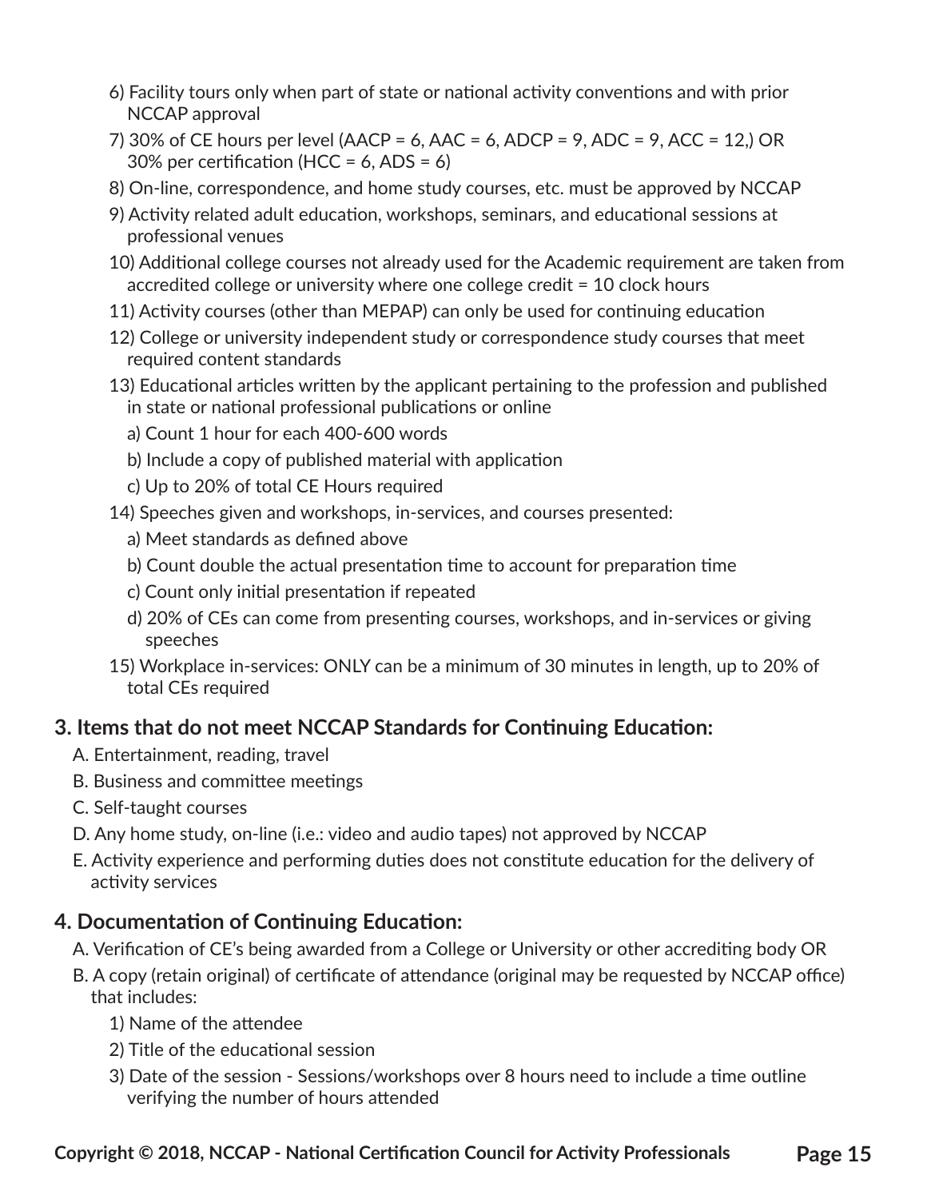6) Facility tours only when part of state or national activity conventions and with prior NCCAP approval

7) 30% of CE hours per level (AACP = 6, AAC = 6, ADCP = 9, ADC = 9, ACC = 12,) OR 30% per certification (HCC = 6, ADS = 6)

8) On-line, correspondence, and home study courses, etc. must be approved by NCCAP

9) Activity related adult education, workshops, seminars, and educational sessions at professional venues

10) Additional college courses not already used for the Academic requirement are taken from accredited college or university where one college credit = 10 clock hours

11) Activity courses (other than MEPAP) can only be used for continuing education

12) College or university independent study or correspondence study courses that meet required content standards

13) Educational articles written by the applicant pertaining to the profession and published in state or national professional publications or online

   a) Count 1 hour for each 400-600 words

   b) Include a copy of published material with application

   c) Up to 20% of total CE Hours required

14) Speeches given and workshops, in-services, and courses presented:

   a) Meet standards as defined above

   b) Count double the actual presentation time to account for preparation time

   c) Count only initial presentation if repeated

   d) 20% of CEs can come from presenting courses, workshops, and in-services or giving speeches

15) Workplace in-services: ONLY can be a minimum of 30 minutes in length, up to 20% of total CEs required

## 3. Items that do not meet NCCAP Standards for Continuing Education:

A. Entertainment, reading, travel

B. Business and committee meetings

C. Self-taught courses

D. Any home study, on-line (i.e.: video and audio tapes) not approved by NCCAP

E. Activity experience and performing duties does not constitute education for the delivery of activity services

## 4. Documentation of Continuing Education:

A. Verification of CE's being awarded from a College or University or other accrediting body OR

B. A copy (retain original) of certificate of attendance (original may be requested by NCCAP office) that includes:

   1) Name of the attendee

   2) Title of the educational session

   3) Date of the session - Sessions/workshops over 8 hours need to include a time outline verifying the number of hours attended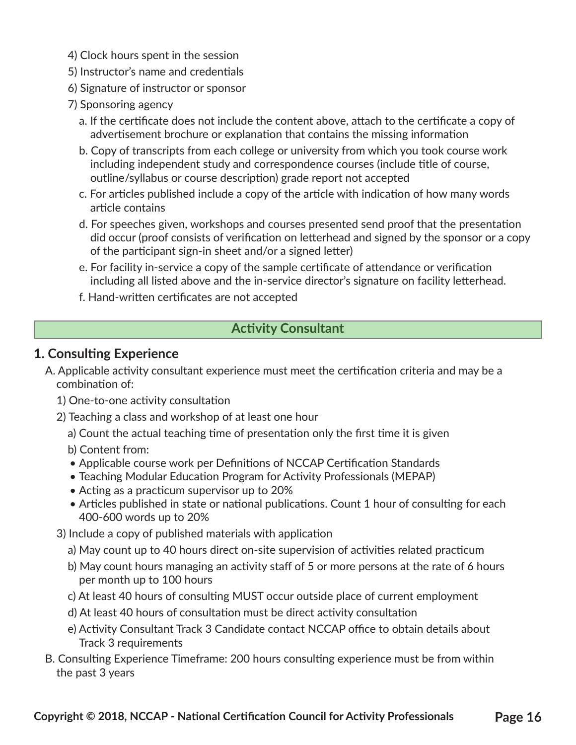4) Clock hours spent in the session
5) Instructor's name and credentials
6) Signature of instructor or sponsor
7) Sponsoring agency
   a. If the certificate does not include the content above, attach to the certificate a copy of advertisement brochure or explanation that contains the missing information
   b. Copy of transcripts from each college or university from which you took course work including independent study and correspondence courses (include title of course, outline/syllabus or course description) grade report not accepted
   c. For articles published include a copy of the article with indication of how many words article contains
   d. For speeches given, workshops and courses presented send proof that the presentation did occur (proof consists of verification on letterhead and signed by the sponsor or a copy of the participant sign-in sheet and/or a signed letter)
   e. For facility in-service a copy of the sample certificate of attendance or verification including all listed above and the in-service director's signature on facility letterhead.
   f. Hand-written certificates are not accepted

## Activity Consultant

### 1. Consulting Experience

A. Applicable activity consultant experience must meet the certification criteria and may be a combination of:

1) One-to-one activity consultation
2) Teaching a class and workshop of at least one hour
   a) Count the actual teaching time of presentation only the first time it is given
   b) Content from:
   - Applicable course work per Definitions of NCCAP Certification Standards
   - Teaching Modular Education Program for Activity Professionals (MEPAP)
   - Acting as a practicum supervisor up to 20%
   - Articles published in state or national publications. Count 1 hour of consulting for each 400-600 words up to 20%
3) Include a copy of published materials with application
   a) May count up to 40 hours direct on-site supervision of activities related practicum
   b) May count hours managing an activity staff of 5 or more persons at the rate of 6 hours per month up to 100 hours
   c) At least 40 hours of consulting MUST occur outside place of current employment
   d) At least 40 hours of consultation must be direct activity consultation
   e) Activity Consultant Track 3 Candidate contact NCCAP office to obtain details about Track 3 requirements

B. Consulting Experience Timeframe: 200 hours consulting experience must be from within the past 3 years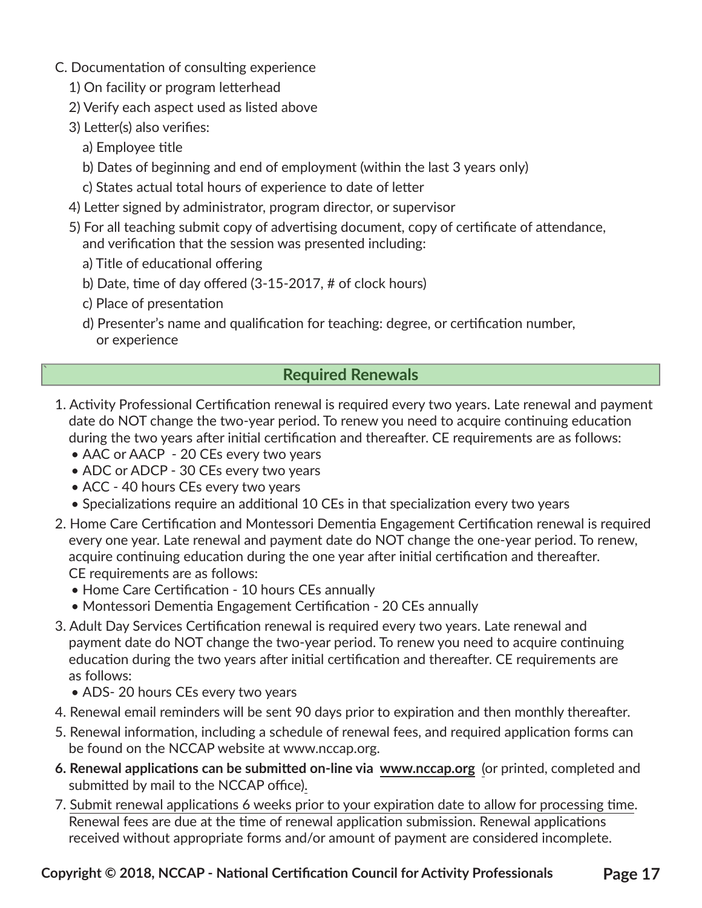C. Documentation of consulting experience

1) On facility or program letterhead
2) Verify each aspect used as listed above
3) Letter(s) also verifies:
   a) Employee title
   b) Dates of beginning and end of employment (within the last 3 years only)
   c) States actual total hours of experience to date of letter
4) Letter signed by administrator, program director, or supervisor
5) For all teaching submit copy of advertising document, copy of certificate of attendance, and verification that the session was presented including:
   a) Title of educational offering
   b) Date, time of day offered (3-15-2017, # of clock hours)
   c) Place of presentation
   d) Presenter's name and qualification for teaching: degree, or certification number, or experience

## Required Renewals

1. Activity Professional Certification renewal is required every two years. Late renewal and payment date do NOT change the two-year period. To renew you need to acquire continuing education during the two years after initial certification and thereafter. CE requirements are as follows:
   - AAC or AACP - 20 CEs every two years
   - ADC or ADCP - 30 CEs every two years
   - ACC - 40 hours CEs every two years
   - Specializations require an additional 10 CEs in that specialization every two years
2. Home Care Certification and Montessori Dementia Engagement Certification renewal is required every one year. Late renewal and payment date do NOT change the one-year period. To renew, acquire continuing education during the one year after initial certification and thereafter. CE requirements are as follows:
   - Home Care Certification - 10 hours CEs annually
   - Montessori Dementia Engagement Certification - 20 CEs annually
3. Adult Day Services Certification renewal is required every two years. Late renewal and payment date do NOT change the two-year period. To renew you need to acquire continuing education during the two years after initial certification and thereafter. CE requirements are as follows:
   - ADS- 20 hours CEs every two years
4. Renewal email reminders will be sent 90 days prior to expiration and then monthly thereafter.
5. Renewal information, including a schedule of renewal fees, and required application forms can be found on the NCCAP website at www.nccap.org.
6. **Renewal applications can be submitted on-line via www.nccap.org** (or printed, completed and submitted by mail to the NCCAP office).
7. Submit renewal applications 6 weeks prior to your expiration date to allow for processing time. Renewal fees are due at the time of renewal application submission. Renewal applications received without appropriate forms and/or amount of payment are considered incomplete.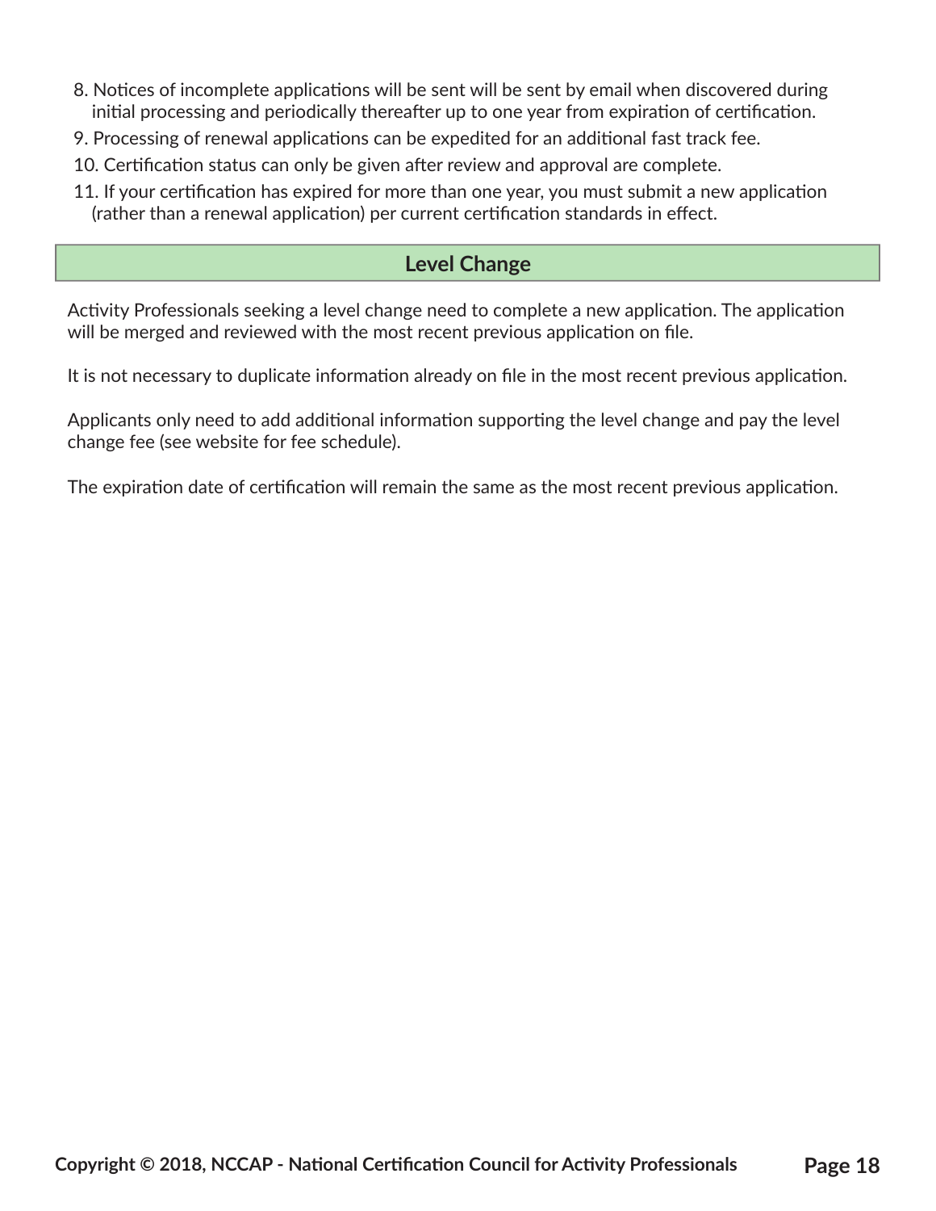8. Notices of incomplete applications will be sent will be sent by email when discovered during initial processing and periodically thereafter up to one year from expiration of certification.
9. Processing of renewal applications can be expedited for an additional fast track fee.
10. Certification status can only be given after review and approval are complete.
11. If your certification has expired for more than one year, you must submit a new application (rather than a renewal application) per current certification standards in effect.

## Level Change

Activity Professionals seeking a level change need to complete a new application. The application will be merged and reviewed with the most recent previous application on file.

It is not necessary to duplicate information already on file in the most recent previous application.

Applicants only need to add additional information supporting the level change and pay the level change fee (see website for fee schedule).

The expiration date of certification will remain the same as the most recent previous application.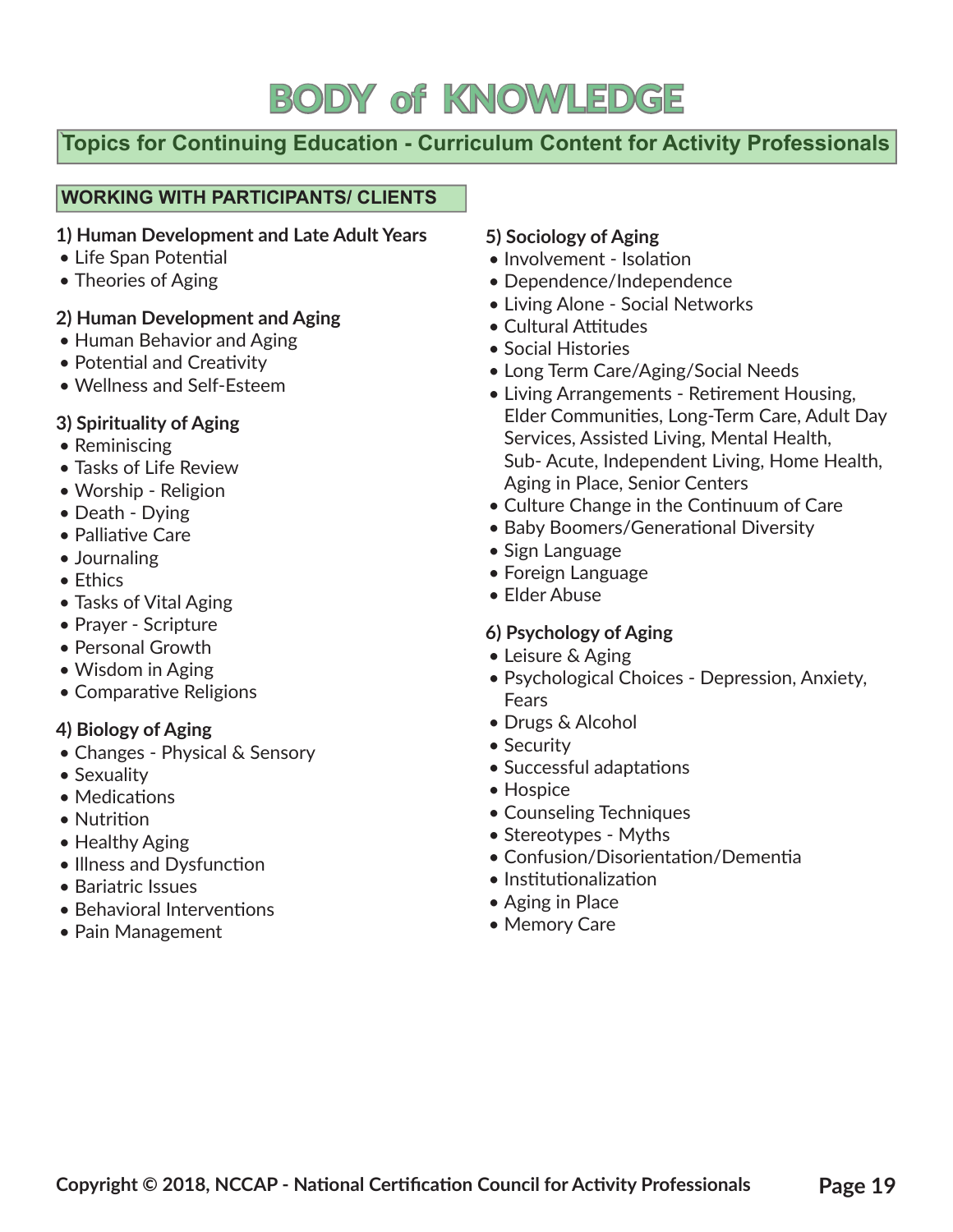# BODY of KNOWLEDGE

## Topics for Continuing Education - Curriculum Content for Activity Professionals

### WORKING WITH PARTICIPANTS/ CLIENTS

**1) Human Development and Late Adult Years**
- Life Span Potential
- Theories of Aging

**2) Human Development and Aging**
- Human Behavior and Aging
- Potential and Creativity
- Wellness and Self-Esteem

**3) Spirituality of Aging**
- Reminiscing
- Tasks of Life Review
- Worship - Religion
- Death - Dying
- Palliative Care
- Journaling
- Ethics
- Tasks of Vital Aging
- Prayer - Scripture
- Personal Growth
- Wisdom in Aging
- Comparative Religions

**4) Biology of Aging**
- Changes - Physical & Sensory
- Sexuality
- Medications
- Nutrition
- Healthy Aging
- Illness and Dysfunction
- Bariatric Issues
- Behavioral Interventions
- Pain Management

**5) Sociology of Aging**
- Involvement - Isolation
- Dependence/Independence
- Living Alone - Social Networks
- Cultural Attitudes
- Social Histories
- Long Term Care/Aging/Social Needs
- Living Arrangements - Retirement Housing, Elder Communities, Long-Term Care, Adult Day Services, Assisted Living, Mental Health, Sub- Acute, Independent Living, Home Health, Aging in Place, Senior Centers
- Culture Change in the Continuum of Care
- Baby Boomers/Generational Diversity
- Sign Language
- Foreign Language
- Elder Abuse

**6) Psychology of Aging**
- Leisure & Aging
- Psychological Choices - Depression, Anxiety, Fears
- Drugs & Alcohol
- Security
- Successful adaptations
- Hospice
- Counseling Techniques
- Stereotypes - Myths
- Confusion/Disorientation/Dementia
- Institutionalization
- Aging in Place
- Memory Care

Copyright © 2018, NCCAP - National Certification Council for Activity Professionals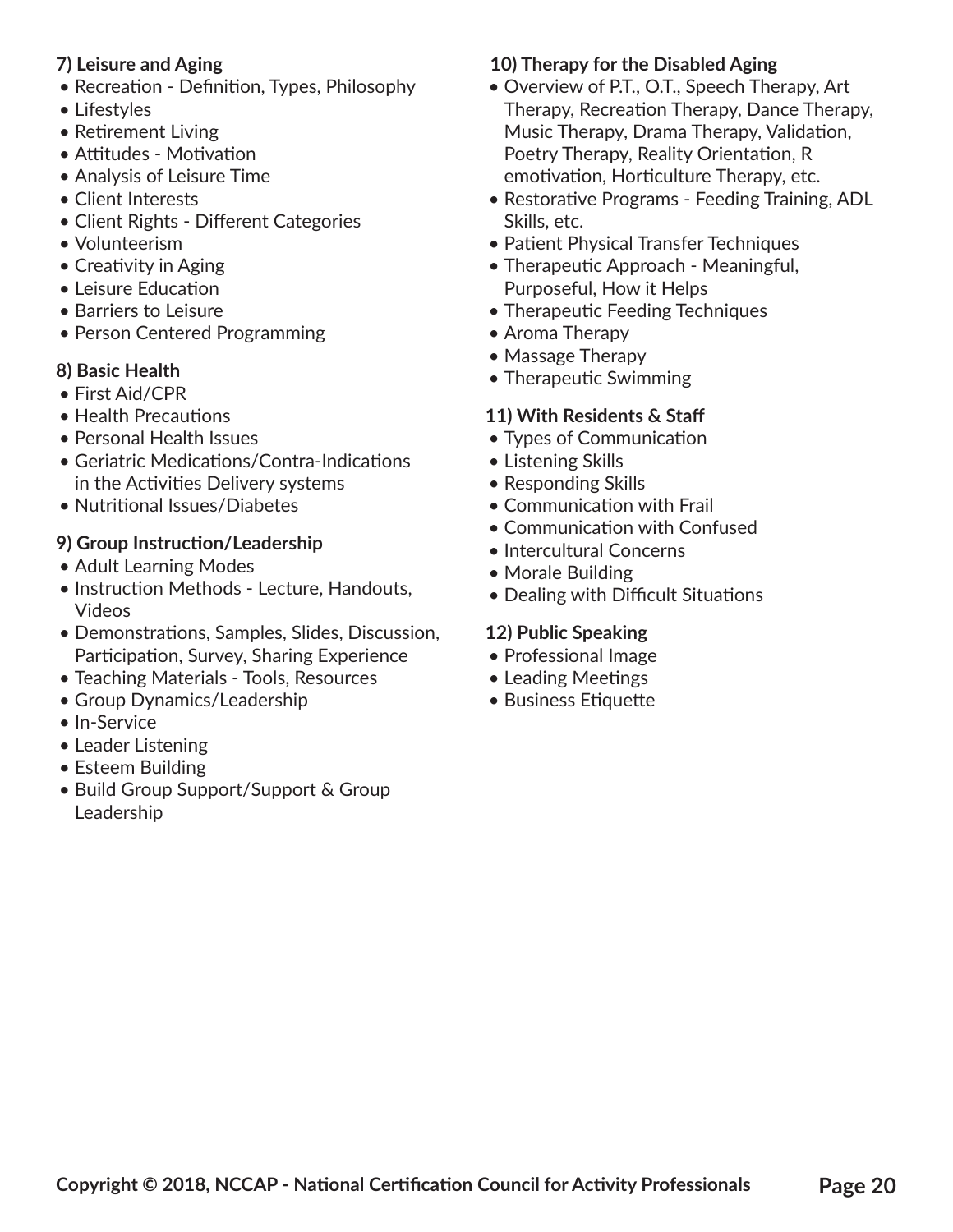**7) Leisure and Aging**

- Recreation - Definition, Types, Philosophy
- Lifestyles
- Retirement Living
- Attitudes - Motivation
- Analysis of Leisure Time
- Client Interests
- Client Rights - Different Categories
- Volunteerism
- Creativity in Aging
- Leisure Education
- Barriers to Leisure
- Person Centered Programming

**8) Basic Health**

- First Aid/CPR
- Health Precautions
- Personal Health Issues
- Geriatric Medications/Contra-Indications in the Activities Delivery systems
- Nutritional Issues/Diabetes

**9) Group Instruction/Leadership**

- Adult Learning Modes
- Instruction Methods - Lecture, Handouts, Videos
- Demonstrations, Samples, Slides, Discussion, Participation, Survey, Sharing Experience
- Teaching Materials - Tools, Resources
- Group Dynamics/Leadership
- In-Service
- Leader Listening
- Esteem Building
- Build Group Support/Support & Group Leadership

**10) Therapy for the Disabled Aging**

- Overview of P.T., O.T., Speech Therapy, Art Therapy, Recreation Therapy, Dance Therapy, Music Therapy, Drama Therapy, Validation, Poetry Therapy, Reality Orientation, R emotivation, Horticulture Therapy, etc.
- Restorative Programs - Feeding Training, ADL Skills, etc.
- Patient Physical Transfer Techniques
- Therapeutic Approach - Meaningful, Purposeful, How it Helps
- Therapeutic Feeding Techniques
- Aroma Therapy
- Massage Therapy
- Therapeutic Swimming

**11) With Residents & Staff**

- Types of Communication
- Listening Skills
- Responding Skills
- Communication with Frail
- Communication with Confused
- Intercultural Concerns
- Morale Building
- Dealing with Difficult Situations

**12) Public Speaking**

- Professional Image
- Leading Meetings
- Business Etiquette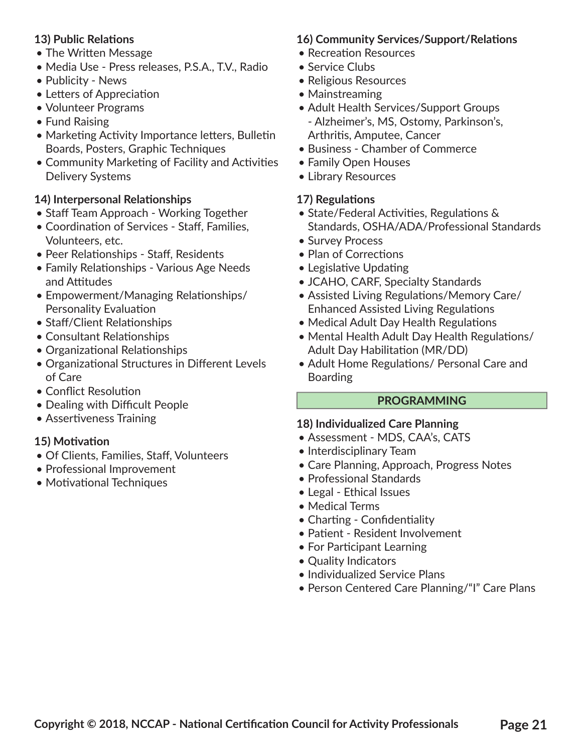**13) Public Relations**

- The Written Message
- Media Use - Press releases, P.S.A., T.V., Radio
- Publicity - News
- Letters of Appreciation
- Volunteer Programs
- Fund Raising
- Marketing Activity Importance letters, Bulletin Boards, Posters, Graphic Techniques
- Community Marketing of Facility and Activities Delivery Systems

**14) Interpersonal Relationships**

- Staff Team Approach - Working Together
- Coordination of Services - Staff, Families, Volunteers, etc.
- Peer Relationships - Staff, Residents
- Family Relationships - Various Age Needs and Attitudes
- Empowerment/Managing Relationships/ Personality Evaluation
- Staff/Client Relationships
- Consultant Relationships
- Organizational Relationships
- Organizational Structures in Different Levels of Care
- Conflict Resolution
- Dealing with Difficult People
- Assertiveness Training

**15) Motivation**

- Of Clients, Families, Staff, Volunteers
- Professional Improvement
- Motivational Techniques

**16) Community Services/Support/Relations**

- Recreation Resources
- Service Clubs
- Religious Resources
- Mainstreaming
- Adult Health Services/Support Groups - Alzheimer's, MS, Ostomy, Parkinson's, Arthritis, Amputee, Cancer
- Business - Chamber of Commerce
- Family Open Houses
- Library Resources

**17) Regulations**

- State/Federal Activities, Regulations & Standards, OSHA/ADA/Professional Standards
- Survey Process
- Plan of Corrections
- Legislative Updating
- JCAHO, CARF, Specialty Standards
- Assisted Living Regulations/Memory Care/ Enhanced Assisted Living Regulations
- Medical Adult Day Health Regulations
- Mental Health Adult Day Health Regulations/ Adult Day Habilitation (MR/DD)
- Adult Home Regulations/ Personal Care and Boarding

## PROGRAMMING

**18) Individualized Care Planning**

- Assessment - MDS, CAA's, CATS
- Interdisciplinary Team
- Care Planning, Approach, Progress Notes
- Professional Standards
- Legal - Ethical Issues
- Medical Terms
- Charting - Confidentiality
- Patient - Resident Involvement
- For Participant Learning
- Quality Indicators
- Individualized Service Plans
- Person Centered Care Planning/"I" Care Plans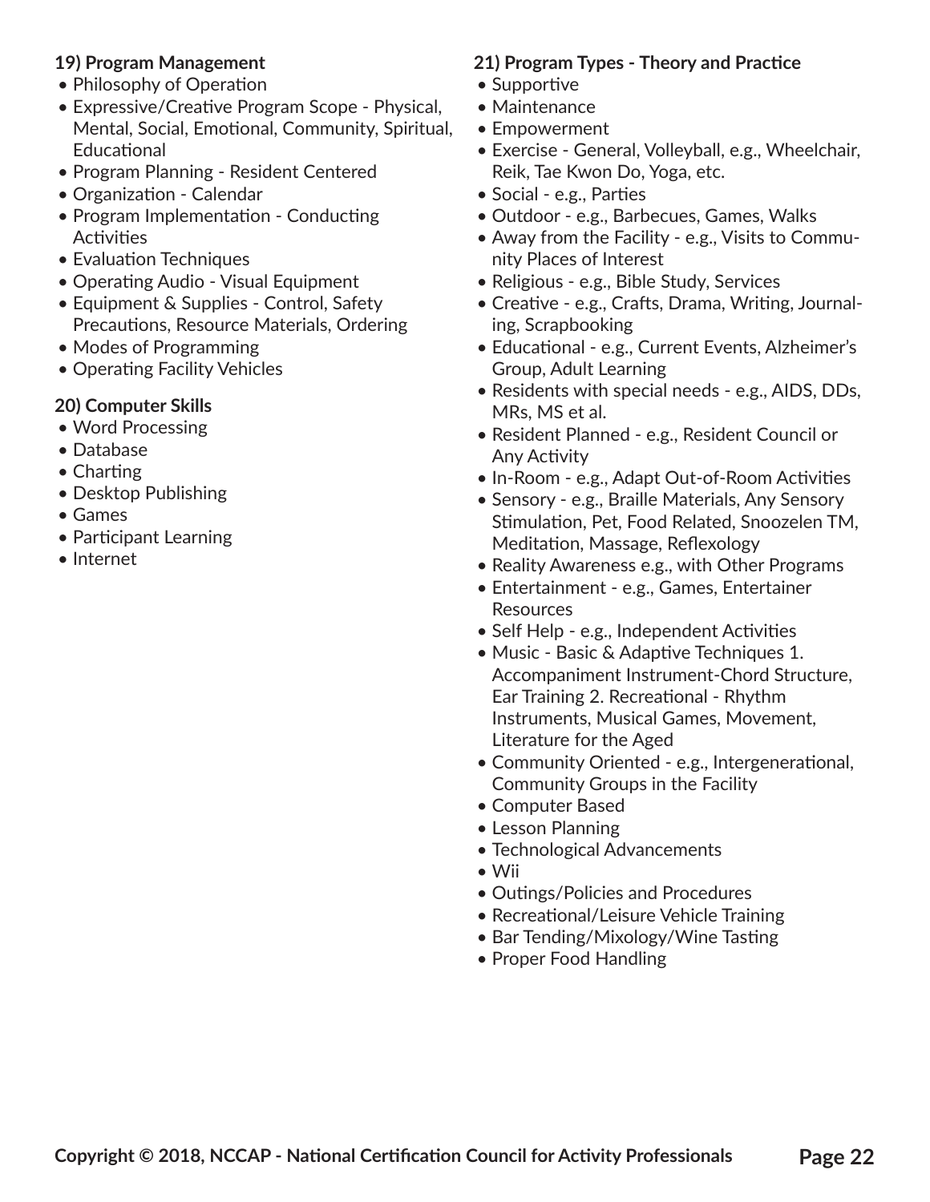**19) Program Management**

- Philosophy of Operation
- Expressive/Creative Program Scope - Physical, Mental, Social, Emotional, Community, Spiritual, Educational
- Program Planning - Resident Centered
- Organization - Calendar
- Program Implementation - Conducting Activities
- Evaluation Techniques
- Operating Audio - Visual Equipment
- Equipment & Supplies - Control, Safety Precautions, Resource Materials, Ordering
- Modes of Programming
- Operating Facility Vehicles

**20) Computer Skills**

- Word Processing
- Database
- Charting
- Desktop Publishing
- Games
- Participant Learning
- Internet

**21) Program Types - Theory and Practice**

- Supportive
- Maintenance
- Empowerment
- Exercise - General, Volleyball, e.g., Wheelchair, Reik, Tae Kwon Do, Yoga, etc.
- Social - e.g., Parties
- Outdoor - e.g., Barbecues, Games, Walks
- Away from the Facility - e.g., Visits to Community Places of Interest
- Religious - e.g., Bible Study, Services
- Creative - e.g., Crafts, Drama, Writing, Journaling, Scrapbooking
- Educational - e.g., Current Events, Alzheimer's Group, Adult Learning
- Residents with special needs - e.g., AIDS, DDs, MRs, MS et al.
- Resident Planned - e.g., Resident Council or Any Activity
- In-Room - e.g., Adapt Out-of-Room Activities
- Sensory - e.g., Braille Materials, Any Sensory Stimulation, Pet, Food Related, Snoozelen TM, Meditation, Massage, Reflexology
- Reality Awareness e.g., with Other Programs
- Entertainment - e.g., Games, Entertainer Resources
- Self Help - e.g., Independent Activities
- Music - Basic & Adaptive Techniques 1. Accompaniment Instrument-Chord Structure, Ear Training 2. Recreational - Rhythm Instruments, Musical Games, Movement, Literature for the Aged
- Community Oriented - e.g., Intergenerational, Community Groups in the Facility
- Computer Based
- Lesson Planning
- Technological Advancements
- Wii
- Outings/Policies and Procedures
- Recreational/Leisure Vehicle Training
- Bar Tending/Mixology/Wine Tasting
- Proper Food Handling

Copyright © 2018, NCCAP - National Certification Council for Activity Professionals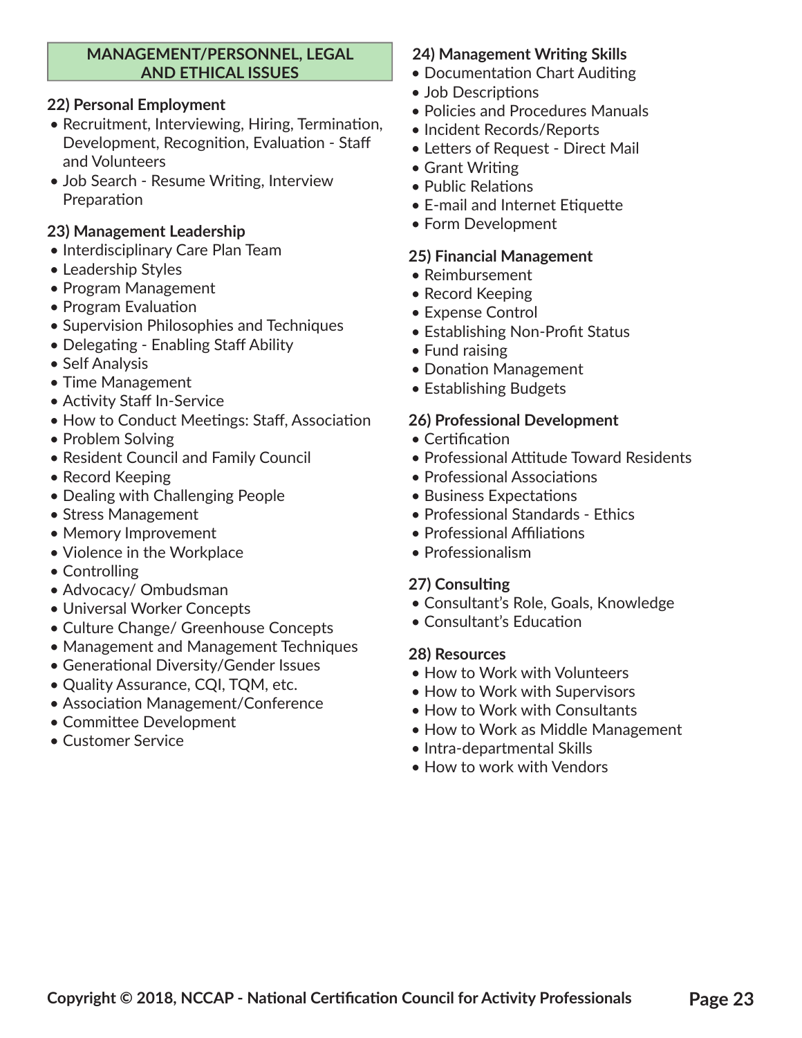## MANAGEMENT/PERSONNEL, LEGAL AND ETHICAL ISSUES

**22) Personal Employment**

- Recruitment, Interviewing, Hiring, Termination, Development, Recognition, Evaluation - Staff and Volunteers
- Job Search - Resume Writing, Interview Preparation

**23) Management Leadership**

- Interdisciplinary Care Plan Team
- Leadership Styles
- Program Management
- Program Evaluation
- Supervision Philosophies and Techniques
- Delegating - Enabling Staff Ability
- Self Analysis
- Time Management
- Activity Staff In-Service
- How to Conduct Meetings: Staff, Association
- Problem Solving
- Resident Council and Family Council
- Record Keeping
- Dealing with Challenging People
- Stress Management
- Memory Improvement
- Violence in the Workplace
- Controlling
- Advocacy/ Ombudsman
- Universal Worker Concepts
- Culture Change/ Greenhouse Concepts
- Management and Management Techniques
- Generational Diversity/Gender Issues
- Quality Assurance, CQI, TQM, etc.
- Association Management/Conference
- Committee Development
- Customer Service

**24) Management Writing Skills**

- Documentation Chart Auditing
- Job Descriptions
- Policies and Procedures Manuals
- Incident Records/Reports
- Letters of Request - Direct Mail
- Grant Writing
- Public Relations
- E-mail and Internet Etiquette
- Form Development

**25) Financial Management**

- Reimbursement
- Record Keeping
- Expense Control
- Establishing Non-Profit Status
- Fund raising
- Donation Management
- Establishing Budgets

**26) Professional Development**

- Certification
- Professional Attitude Toward Residents
- Professional Associations
- Business Expectations
- Professional Standards - Ethics
- Professional Affiliations
- Professionalism

**27) Consulting**

- Consultant's Role, Goals, Knowledge
- Consultant's Education

**28) Resources**

- How to Work with Volunteers
- How to Work with Supervisors
- How to Work with Consultants
- How to Work as Middle Management
- Intra-departmental Skills
- How to work with Vendors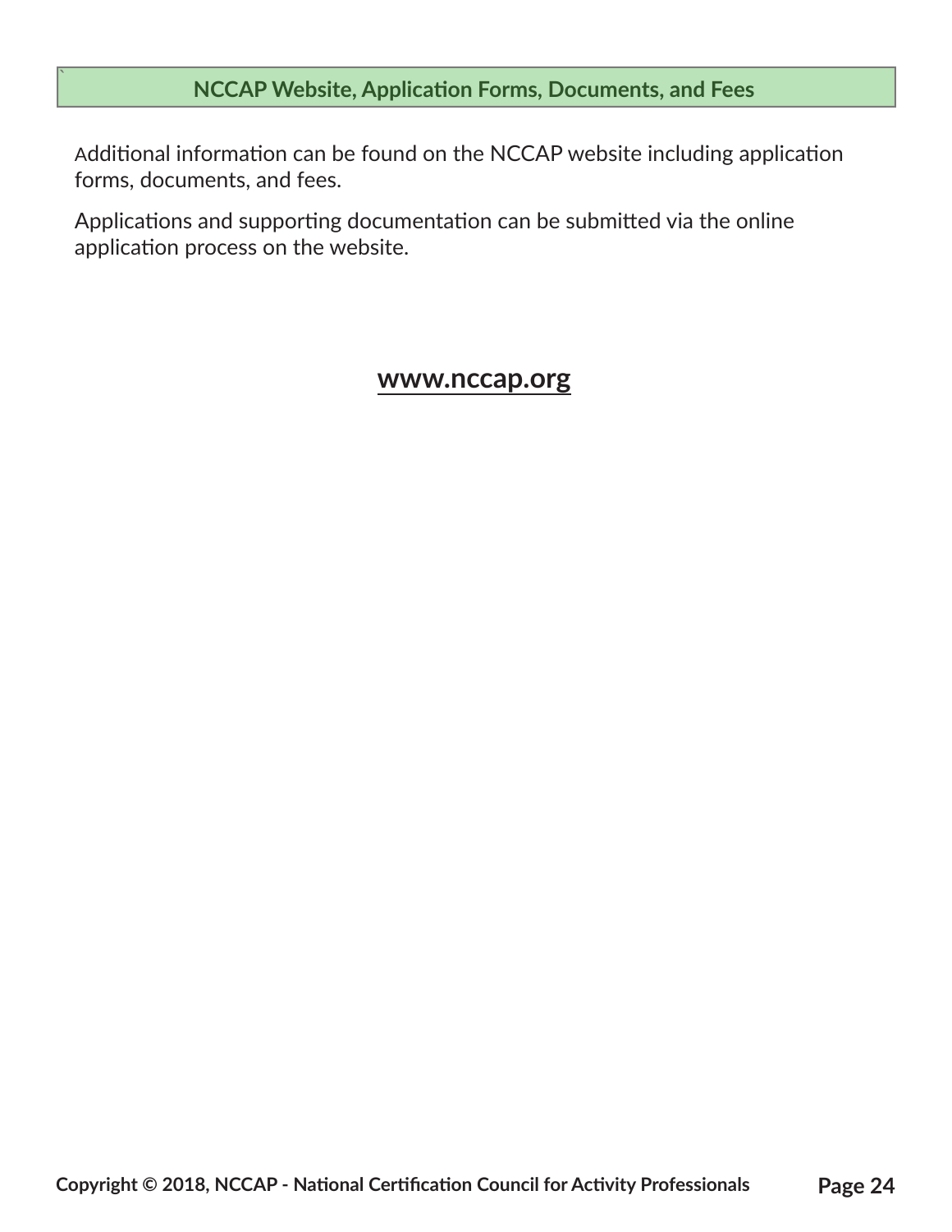## NCCAP Website, Application Forms, Documents, and Fees

Additional information can be found on the NCCAP website including application forms, documents, and fees.

Applications and supporting documentation can be submitted via the online application process on the website.

**www.nccap.org**